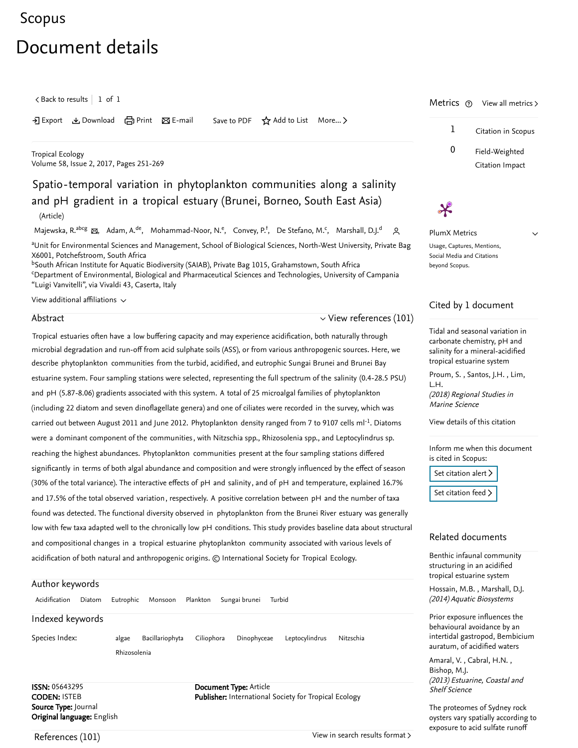Scopus

# Document details

< Back to results | 1 of 1

Export | Download | Print | E-mail | Save to PDF | Add to List | More...

Tropical Ecology
Volume 58, Issue 2, 2017, Pages 251-269

## Spatio-temporal variation in phytoplankton communities along a salinity and pH gradient in a tropical estuary (Brunei, Borneo, South East Asia)

(Article)

Majewska, R.[abcg], Adam, A.[de], Mohammad-Noor, N.[e], Convey, P.[f], De Stefano, M.[c], Marshall, D.J.[d]

[a]Unit for Environmental Sciences and Management, School of Biological Sciences, North-West University, Private Bag X6001, Potchefstroom, South Africa
[b]South African Institute for Aquatic Biodiversity (SAIAB), Private Bag 1015, Grahamstown, South Africa
[c]Department of Environmental, Biological and Pharmaceutical Sciences and Technologies, University of Campania "Luigi Vanvitelli", via Vivaldi 43, Caserta, Italy

View additional affiliations

### Abstract

View references (101)

Tropical estuaries often have a low buffering capacity and may experience acidification, both naturally through microbial degradation and run-off from acid sulphate soils (ASS), or from various anthropogenic sources. Here, we describe phytoplankton communities from the turbid, acidified, and eutrophic Sungai Brunei and Brunei Bay estuarine system. Four sampling stations were selected, representing the full spectrum of the salinity (0.4-28.5 PSU) and pH (5.87-8.06) gradients associated with this system. A total of 25 microalgal families of phytoplankton (including 22 diatom and seven dinoflagellate genera) and one of ciliates were recorded in the survey, which was carried out between August 2011 and June 2012. Phytoplankton density ranged from 7 to 9107 cells ml$^{-1}$. Diatoms were a dominant component of the communities, with Nitzschia spp., Rhizosolenia spp., and Leptocylindrus sp. reaching the highest abundances. Phytoplankton communities present at the four sampling stations differed significantly in terms of both algal abundance and composition and were strongly influenced by the effect of season (30% of the total variance). The interactive effects of pH and salinity, and of pH and temperature, explained 16.7% and 17.5% of the total observed variation, respectively. A positive correlation between pH and the number of taxa found was detected. The functional diversity observed in phytoplankton from the Brunei River estuary was generally low with few taxa adapted well to the chronically low pH conditions. This study provides baseline data about structural and compositional changes in a tropical estuarine phytoplankton community associated with various levels of acidification of both natural and anthropogenic origins. © International Society for Tropical Ecology.

### Author keywords

Acidification | Diatom | Eutrophic | Monsoon | Plankton | Sungai brunei | Turbid

### Indexed keywords

Species Index: algae | Bacillariophyta | Ciliophora | Dinophyceae | Leptocylindrus | Nitzschia | Rhizosolenia

**ISSN:** 05643295
**CODEN:** ISTEB
**Source Type:** Journal
**Original language:** English
**Document Type:** Article
**Publisher:** International Society for Tropical Ecology

### References (101)

View in search results format >

---

### Metrics

View all metrics >

1 Citation in Scopus

0 Field-Weighted Citation Impact

PlumX Metrics
Usage, Captures, Mentions, Social Media and Citations beyond Scopus.

### Cited by 1 document

Tidal and seasonal variation in carbonate chemistry, pH and salinity for a mineral-acidified tropical estuarine system
Proum, S. , Santos, J.H. , Lim, L.H.
*(2018) Regional Studies in Marine Science*

View details of this citation

Inform me when this document is cited in Scopus:

Set citation alert >

Set citation feed >

### Related documents

Benthic infaunal community structuring in an acidified tropical estuarine system
Hossain, M.B. , Marshall, D.J.
*(2014) Aquatic Biosystems*

Prior exposure influences the behavioural avoidance by an intertidal gastropod, Bembicium auratum, of acidified waters
Amaral, V. , Cabral, H.N. , Bishop, M.J.
*(2013) Estuarine, Coastal and Shelf Science*

The proteomes of Sydney rock oysters vary spatially according to exposure to acid sulfate runoff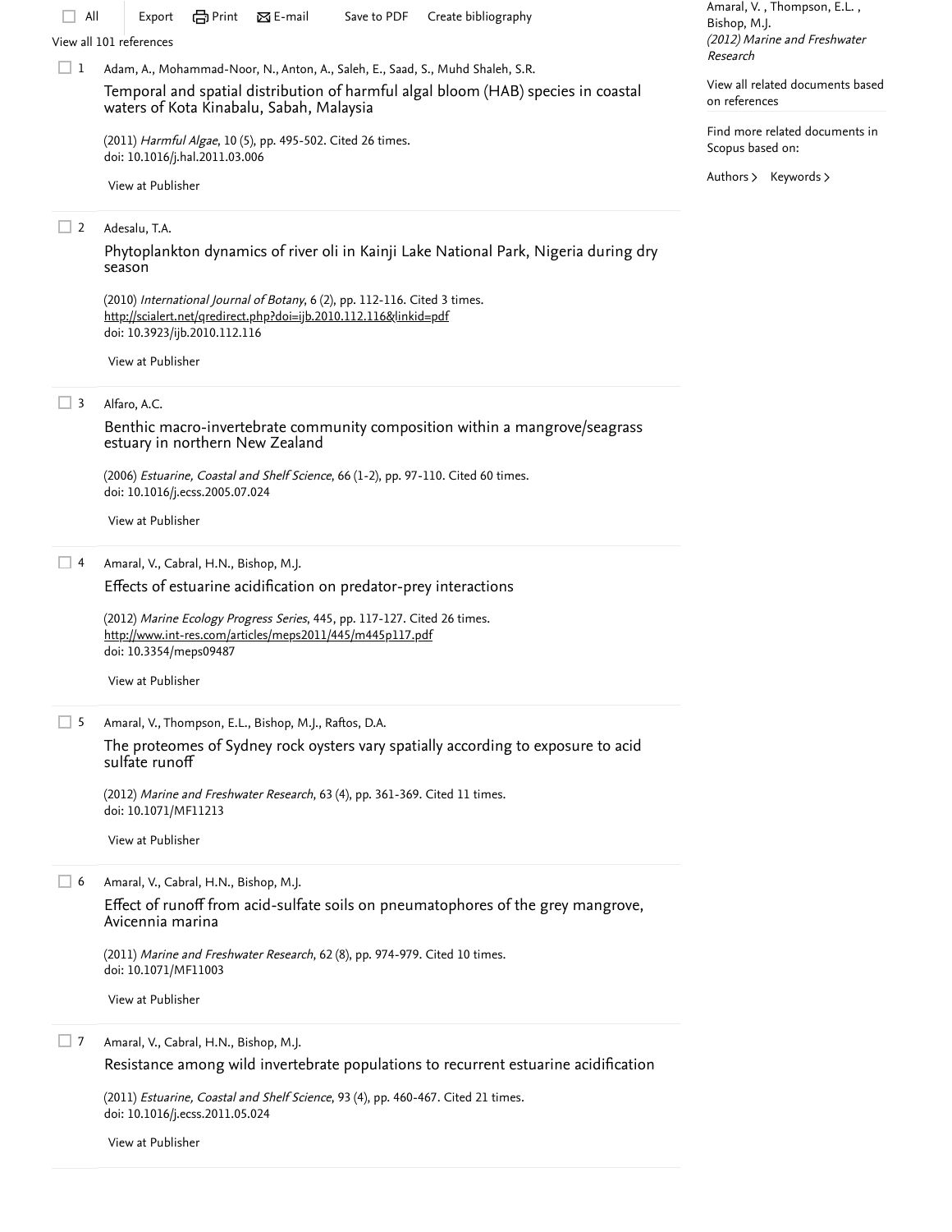All | Export | Print | E-mail | Save to PDF | Create bibliography

View all 101 references

1 Adam, A., Mohammad-Noor, N., Anton, A., Saleh, E., Saad, S., Muhd Shaleh, S.R.

Temporal and spatial distribution of harmful algal bloom (HAB) species in coastal waters of Kota Kinabalu, Sabah, Malaysia

(2011) *Harmful Algae*, 10 (5), pp. 495-502. Cited 26 times.
doi: 10.1016/j.hal.2011.03.006

View at Publisher

2 Adesalu, T.A.

Phytoplankton dynamics of river oli in Kainji Lake National Park, Nigeria during dry season

(2010) *International Journal of Botany*, 6 (2), pp. 112-116. Cited 3 times.
http://scialert.net/qredirect.php?doi=ijb.2010.112.116&linkid=pdf
doi: 10.3923/ijb.2010.112.116

View at Publisher

3 Alfaro, A.C.

Benthic macro-invertebrate community composition within a mangrove/seagrass estuary in northern New Zealand

(2006) *Estuarine, Coastal and Shelf Science*, 66 (1-2), pp. 97-110. Cited 60 times.
doi: 10.1016/j.ecss.2005.07.024

View at Publisher

4 Amaral, V., Cabral, H.N., Bishop, M.J.

Effects of estuarine acidification on predator-prey interactions

(2012) *Marine Ecology Progress Series*, 445, pp. 117-127. Cited 26 times.
http://www.int-res.com/articles/meps2011/445/m445p117.pdf
doi: 10.3354/meps09487

View at Publisher

5 Amaral, V., Thompson, E.L., Bishop, M.J., Raftos, D.A.

The proteomes of Sydney rock oysters vary spatially according to exposure to acid sulfate runoff

(2012) *Marine and Freshwater Research*, 63 (4), pp. 361-369. Cited 11 times.
doi: 10.1071/MF11213

View at Publisher

6 Amaral, V., Cabral, H.N., Bishop, M.J.

Effect of runoff from acid-sulfate soils on pneumatophores of the grey mangrove, Avicennia marina

(2011) *Marine and Freshwater Research*, 62 (8), pp. 974-979. Cited 10 times.
doi: 10.1071/MF11003

View at Publisher

7 Amaral, V., Cabral, H.N., Bishop, M.J.

Resistance among wild invertebrate populations to recurrent estuarine acidification

(2011) *Estuarine, Coastal and Shelf Science*, 93 (4), pp. 460-467. Cited 21 times.
doi: 10.1016/j.ecss.2011.05.024

View at Publisher

Amaral, V. , Thompson, E.L. , Bishop, M.J.
*(2012) Marine and Freshwater Research*

View all related documents based on references

Find more related documents in Scopus based on:

Authors > Keywords >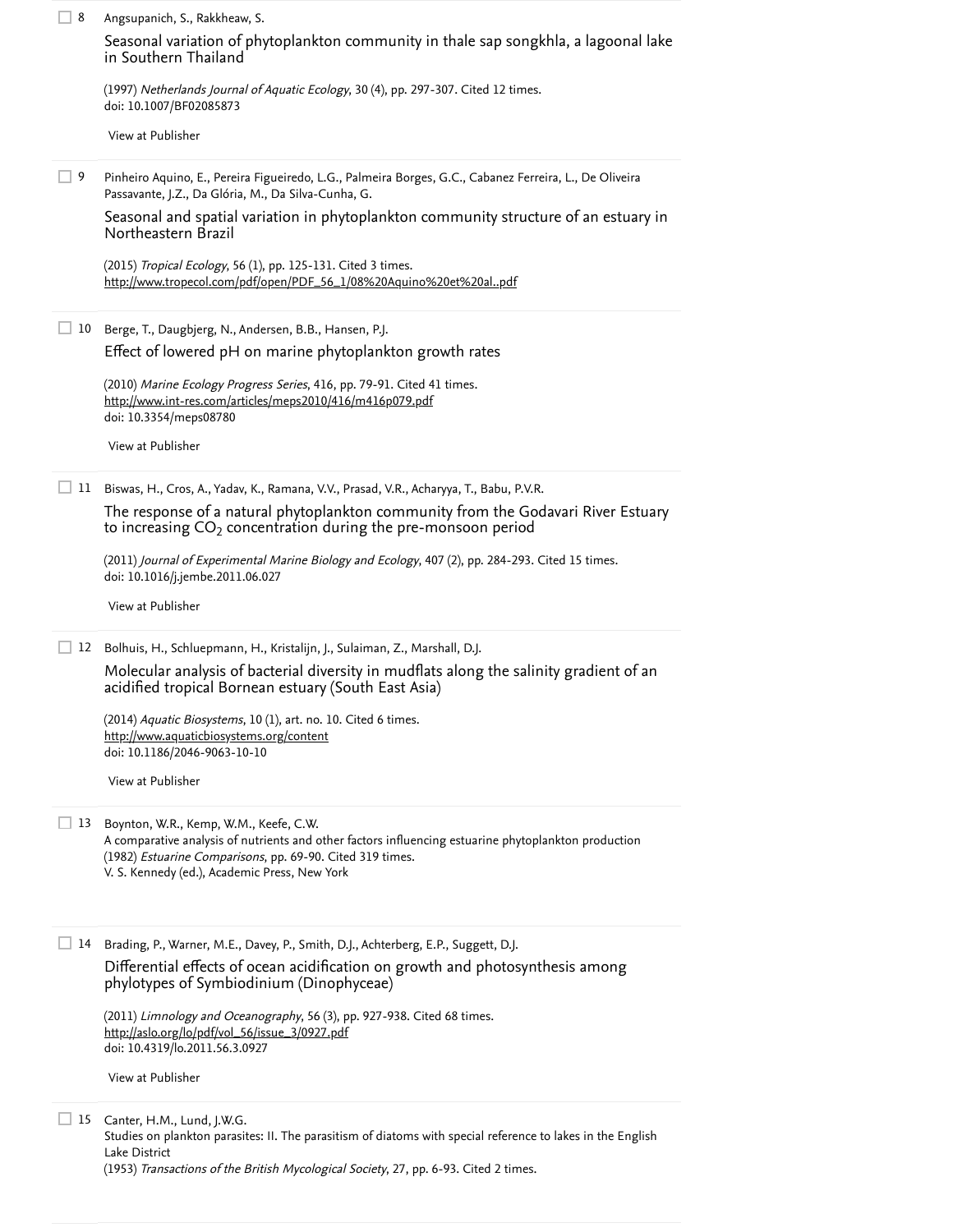8 Angsupanich, S., Rakkheaw, S.

Seasonal variation of phytoplankton community in thale sap songkhla, a lagoonal lake in Southern Thailand

(1997) *Netherlands Journal of Aquatic Ecology*, 30 (4), pp. 297-307. Cited 12 times.
doi: 10.1007/BF02085873

View at Publisher

9 Pinheiro Aquino, E., Pereira Figueiredo, L.G., Palmeira Borges, G.C., Cabanez Ferreira, L., De Oliveira Passavante, J.Z., Da Glória, M., Da Silva-Cunha, G.

Seasonal and spatial variation in phytoplankton community structure of an estuary in Northeastern Brazil

(2015) *Tropical Ecology*, 56 (1), pp. 125-131. Cited 3 times.
http://www.tropecol.com/pdf/open/PDF_56_1/08%20Aquino%20et%20al..pdf

10 Berge, T., Daugbjerg, N., Andersen, B.B., Hansen, P.J.

Effect of lowered pH on marine phytoplankton growth rates

(2010) *Marine Ecology Progress Series*, 416, pp. 79-91. Cited 41 times.
http://www.int-res.com/articles/meps2010/416/m416p079.pdf
doi: 10.3354/meps08780

View at Publisher

11 Biswas, H., Cros, A., Yadav, K., Ramana, V.V., Prasad, V.R., Acharyya, T., Babu, P.V.R.

The response of a natural phytoplankton community from the Godavari River Estuary to increasing $CO_2$ concentration during the pre-monsoon period

(2011) *Journal of Experimental Marine Biology and Ecology*, 407 (2), pp. 284-293. Cited 15 times.
doi: 10.1016/j.jembe.2011.06.027

View at Publisher

12 Bolhuis, H., Schluepmann, H., Kristalijn, J., Sulaiman, Z., Marshall, D.J.

Molecular analysis of bacterial diversity in mudflats along the salinity gradient of an acidified tropical Bornean estuary (South East Asia)

(2014) *Aquatic Biosystems*, 10 (1), art. no. 10. Cited 6 times.
http://www.aquaticbiosystems.org/content
doi: 10.1186/2046-9063-10-10

View at Publisher

13 Boynton, W.R., Kemp, W.M., Keefe, C.W.
A comparative analysis of nutrients and other factors influencing estuarine phytoplankton production
(1982) *Estuarine Comparisons*, pp. 69-90. Cited 319 times.
V. S. Kennedy (ed.), Academic Press, New York

14 Brading, P., Warner, M.E., Davey, P., Smith, D.J., Achterberg, E.P., Suggett, D.J.

Differential effects of ocean acidification on growth and photosynthesis among phylotypes of Symbiodinium (Dinophyceae)

(2011) *Limnology and Oceanography*, 56 (3), pp. 927-938. Cited 68 times.
http://aslo.org/lo/pdf/vol_56/issue_3/0927.pdf
doi: 10.4319/lo.2011.56.3.0927

View at Publisher

15 Canter, H.M., Lund, J.W.G.
Studies on plankton parasites: II. The parasitism of diatoms with special reference to lakes in the English Lake District
(1953) *Transactions of the British Mycological Society*, 27, pp. 6-93. Cited 2 times.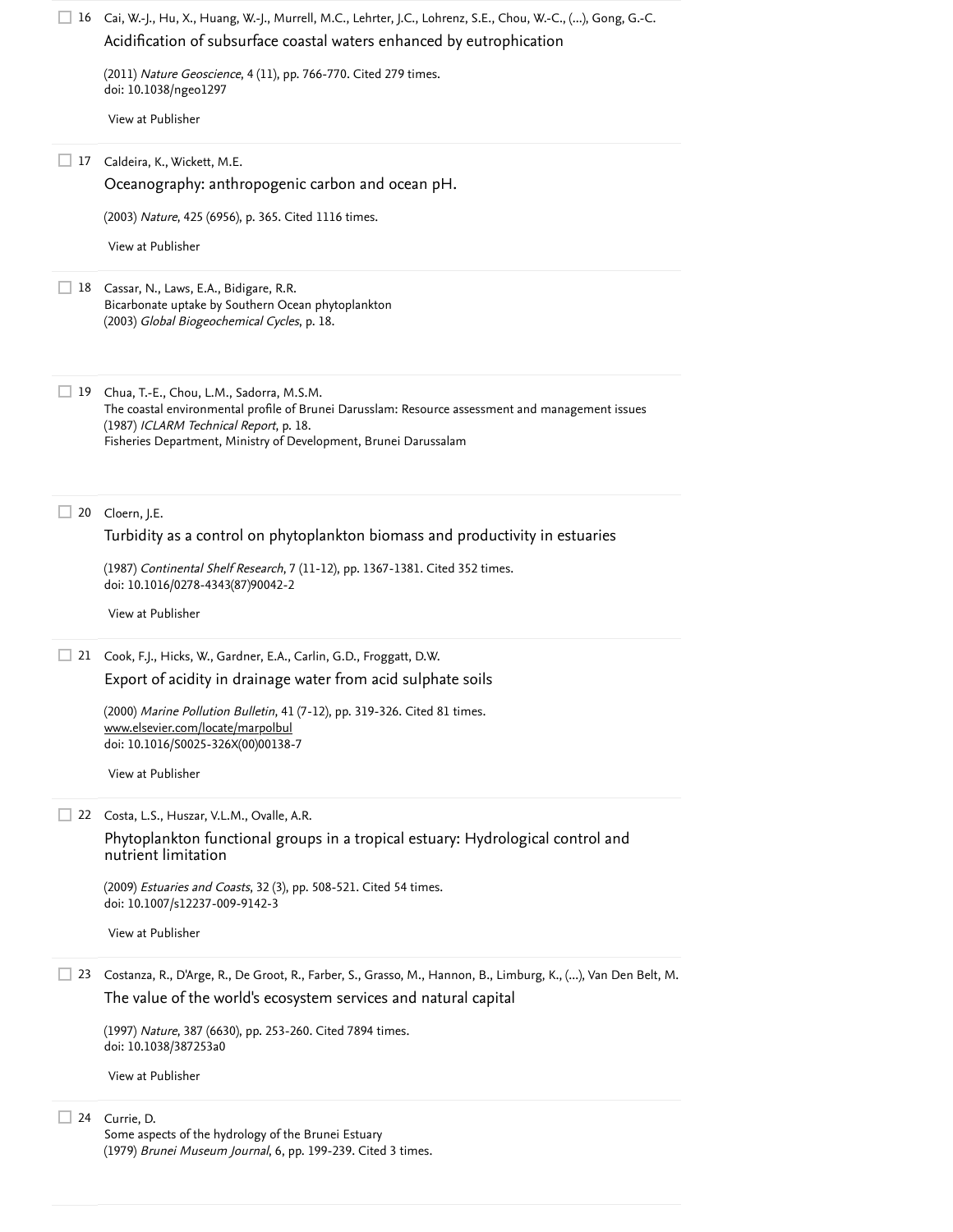16 Cai, W.-J., Hu, X., Huang, W.-J., Murrell, M.C., Lehrter, J.C., Lohrenz, S.E., Chou, W.-C., (...), Gong, G.-C.
Acidification of subsurface coastal waters enhanced by eutrophication

(2011) *Nature Geoscience*, 4 (11), pp. 766-770. Cited 279 times.
doi: 10.1038/ngeo1297

View at Publisher

17 Caldeira, K., Wickett, M.E.
Oceanography: anthropogenic carbon and ocean pH.

(2003) *Nature*, 425 (6956), p. 365. Cited 1116 times.

View at Publisher

18 Cassar, N., Laws, E.A., Bidigare, R.R.
Bicarbonate uptake by Southern Ocean phytoplankton
(2003) *Global Biogeochemical Cycles*, p. 18.

19 Chua, T.-E., Chou, L.M., Sadorra, M.S.M.
The coastal environmental profile of Brunei Darusslam: Resource assessment and management issues
(1987) *ICLARM Technical Report*, p. 18.
Fisheries Department, Ministry of Development, Brunei Darussalam

20 Cloern, J.E.
Turbidity as a control on phytoplankton biomass and productivity in estuaries

(1987) *Continental Shelf Research*, 7 (11-12), pp. 1367-1381. Cited 352 times.
doi: 10.1016/0278-4343(87)90042-2

View at Publisher

21 Cook, F.J., Hicks, W., Gardner, E.A., Carlin, G.D., Froggatt, D.W.
Export of acidity in drainage water from acid sulphate soils

(2000) *Marine Pollution Bulletin*, 41 (7-12), pp. 319-326. Cited 81 times.
www.elsevier.com/locate/marpolbul
doi: 10.1016/S0025-326X(00)00138-7

View at Publisher

22 Costa, L.S., Huszar, V.L.M., Ovalle, A.R.
Phytoplankton functional groups in a tropical estuary: Hydrological control and nutrient limitation

(2009) *Estuaries and Coasts*, 32 (3), pp. 508-521. Cited 54 times.
doi: 10.1007/s12237-009-9142-3

View at Publisher

23 Costanza, R., D'Arge, R., De Groot, R., Farber, S., Grasso, M., Hannon, B., Limburg, K., (...), Van Den Belt, M.
The value of the world's ecosystem services and natural capital

(1997) *Nature*, 387 (6630), pp. 253-260. Cited 7894 times.
doi: 10.1038/387253a0

View at Publisher

24 Currie, D.
Some aspects of the hydrology of the Brunei Estuary
(1979) *Brunei Museum Journal*, 6, pp. 199-239. Cited 3 times.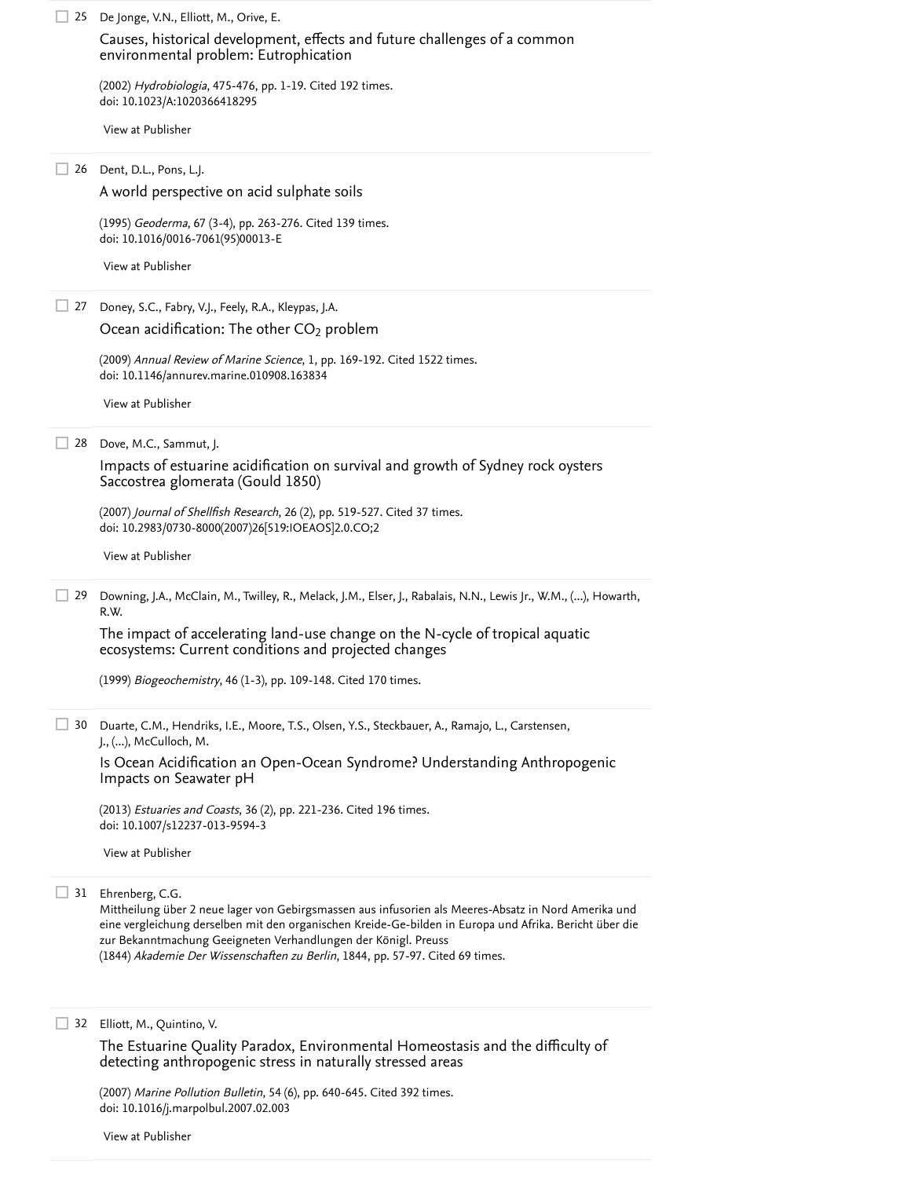25 De Jonge, V.N., Elliott, M., Orive, E.

Causes, historical development, effects and future challenges of a common environmental problem: Eutrophication

(2002) *Hydrobiologia*, 475-476, pp. 1-19. Cited 192 times.
doi: 10.1023/A:1020366418295

View at Publisher

26 Dent, D.L., Pons, L.J.

A world perspective on acid sulphate soils

(1995) *Geoderma*, 67 (3-4), pp. 263-276. Cited 139 times.
doi: 10.1016/0016-7061(95)00013-E

View at Publisher

27 Doney, S.C., Fabry, V.J., Feely, R.A., Kleypas, J.A.

Ocean acidification: The other $CO_2$ problem

(2009) *Annual Review of Marine Science*, 1, pp. 169-192. Cited 1522 times.
doi: 10.1146/annurev.marine.010908.163834

View at Publisher

28 Dove, M.C., Sammut, J.

Impacts of estuarine acidification on survival and growth of Sydney rock oysters Saccostrea glomerata (Gould 1850)

(2007) *Journal of Shellfish Research*, 26 (2), pp. 519-527. Cited 37 times.
doi: 10.2983/0730-8000(2007)26[519:IOEAOS]2.0.CO;2

View at Publisher

29 Downing, J.A., McClain, M., Twilley, R., Melack, J.M., Elser, J., Rabalais, N.N., Lewis Jr., W.M., (...), Howarth, R.W.

The impact of accelerating land-use change on the N-cycle of tropical aquatic ecosystems: Current conditions and projected changes

(1999) *Biogeochemistry*, 46 (1-3), pp. 109-148. Cited 170 times.

30 Duarte, C.M., Hendriks, I.E., Moore, T.S., Olsen, Y.S., Steckbauer, A., Ramajo, L., Carstensen, J., (...), McCulloch, M.

Is Ocean Acidification an Open-Ocean Syndrome? Understanding Anthropogenic Impacts on Seawater pH

(2013) *Estuaries and Coasts*, 36 (2), pp. 221-236. Cited 196 times.
doi: 10.1007/s12237-013-9594-3

View at Publisher

31 Ehrenberg, C.G.

Mittheilung über 2 neue lager von Gebirgsmassen aus infusorien als Meeres-Absatz in Nord Amerika und eine vergleichung derselben mit den organischen Kreide-Ge-bilden in Europa und Afrika. Bericht über die zur Bekanntmachung Geeigneten Verhandlungen der Königl. Preuss
(1844) *Akademie Der Wissenschaften zu Berlin*, 1844, pp. 57-97. Cited 69 times.

32 Elliott, M., Quintino, V.

The Estuarine Quality Paradox, Environmental Homeostasis and the difficulty of detecting anthropogenic stress in naturally stressed areas

(2007) *Marine Pollution Bulletin*, 54 (6), pp. 640-645. Cited 392 times.
doi: 10.1016/j.marpolbul.2007.02.003

View at Publisher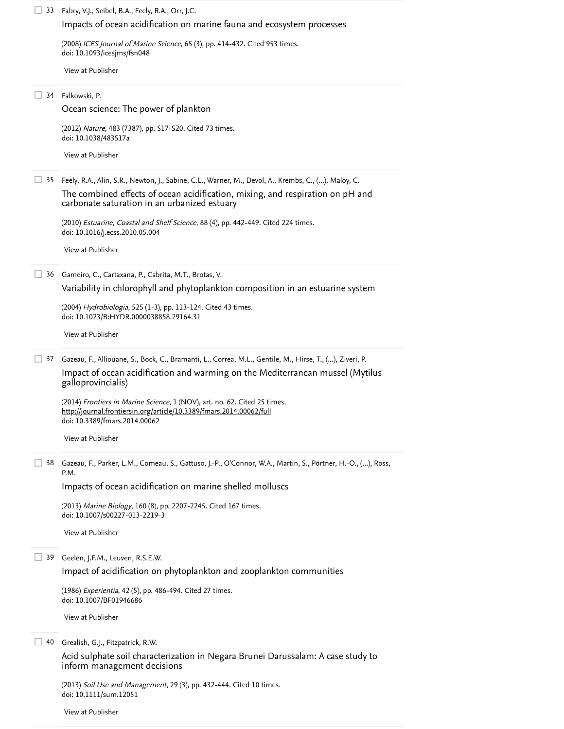33 Fabry, V.J., Seibel, B.A., Feely, R.A., Orr, J.C.

Impacts of ocean acidification on marine fauna and ecosystem processes

(2008) *ICES Journal of Marine Science*, 65 (3), pp. 414-432. Cited 953 times.
doi: 10.1093/icesjms/fsn048

View at Publisher

34 Falkowski, P.

Ocean science: The power of plankton

(2012) *Nature*, 483 (7387), pp. S17-S20. Cited 73 times.
doi: 10.1038/483S17a

View at Publisher

35 Feely, R.A., Alin, S.R., Newton, J., Sabine, C.L., Warner, M., Devol, A., Krembs, C., (...), Maloy, C.

The combined effects of ocean acidification, mixing, and respiration on pH and carbonate saturation in an urbanized estuary

(2010) *Estuarine, Coastal and Shelf Science*, 88 (4), pp. 442-449. Cited 224 times.
doi: 10.1016/j.ecss.2010.05.004

View at Publisher

36 Gameiro, C., Cartaxana, P., Cabrita, M.T., Brotas, V.

Variability in chlorophyll and phytoplankton composition in an estuarine system

(2004) *Hydrobiologia*, 525 (1-3), pp. 113-124. Cited 43 times.
doi: 10.1023/B:HYDR.0000038858.29164.31

View at Publisher

37 Gazeau, F., Alliouane, S., Bock, C., Bramanti, L., Correa, M.L., Gentile, M., Hirse, T., (...), Ziveri, P.

Impact of ocean acidification and warming on the Mediterranean mussel (Mytilus galloprovincialis)

(2014) *Frontiers in Marine Science*, 1 (NOV), art. no. 62. Cited 25 times.
http://journal.frontiersin.org/article/10.3389/fmars.2014.00062/full
doi: 10.3389/fmars.2014.00062

View at Publisher

38 Gazeau, F., Parker, L.M., Comeau, S., Gattuso, J.-P., O'Connor, W.A., Martin, S., Pörtner, H.-O., (...), Ross, P.M.

Impacts of ocean acidification on marine shelled molluscs

(2013) *Marine Biology*, 160 (8), pp. 2207-2245. Cited 167 times.
doi: 10.1007/s00227-013-2219-3

View at Publisher

39 Geelen, J.F.M., Leuven, R.S.E.W.

Impact of acidification on phytoplankton and zooplankton communities

(1986) *Experientia*, 42 (5), pp. 486-494. Cited 27 times.
doi: 10.1007/BF01946686

View at Publisher

40 Grealish, G.J., Fitzpatrick, R.W.

Acid sulphate soil characterization in Negara Brunei Darussalam: A case study to inform management decisions

(2013) *Soil Use and Management*, 29 (3), pp. 432-444. Cited 10 times.
doi: 10.1111/sum.12051

View at Publisher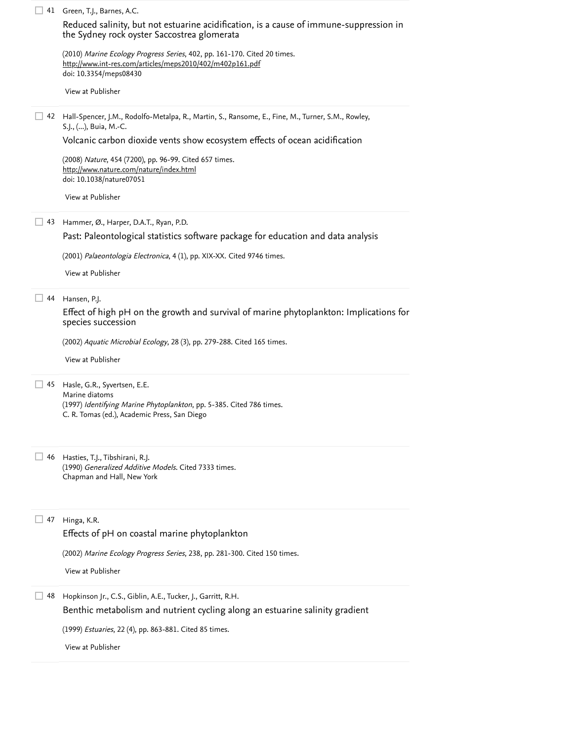41 Green, T.J., Barnes, A.C.

Reduced salinity, but not estuarine acidification, is a cause of immune-suppression in the Sydney rock oyster Saccostrea glomerata

(2010) *Marine Ecology Progress Series*, 402, pp. 161-170. Cited 20 times.
http://www.int-res.com/articles/meps2010/402/m402p161.pdf
doi: 10.3354/meps08430

View at Publisher

42 Hall-Spencer, J.M., Rodolfo-Metalpa, R., Martin, S., Ransome, E., Fine, M., Turner, S.M., Rowley, S.J., (...), Buia, M.-C.

Volcanic carbon dioxide vents show ecosystem effects of ocean acidification

(2008) *Nature*, 454 (7200), pp. 96-99. Cited 657 times.
http://www.nature.com/nature/index.html
doi: 10.1038/nature07051

View at Publisher

43 Hammer, Ø., Harper, D.A.T., Ryan, P.D.

Past: Paleontological statistics software package for education and data analysis

(2001) *Palaeontologia Electronica*, 4 (1), pp. XIX-XX. Cited 9746 times.

View at Publisher

44 Hansen, P.J.

Effect of high pH on the growth and survival of marine phytoplankton: Implications for species succession

(2002) *Aquatic Microbial Ecology*, 28 (3), pp. 279-288. Cited 165 times.

View at Publisher

45 Hasle, G.R., Syvertsen, E.E.
Marine diatoms
(1997) *Identifying Marine Phytoplankton*, pp. 5-385. Cited 786 times.
C. R. Tomas (ed.), Academic Press, San Diego

46 Hasties, T.J., Tibshirani, R.J.
(1990) *Generalized Additive Models*. Cited 7333 times.
Chapman and Hall, New York

47 Hinga, K.R.

Effects of pH on coastal marine phytoplankton

(2002) *Marine Ecology Progress Series*, 238, pp. 281-300. Cited 150 times.

View at Publisher

48 Hopkinson Jr., C.S., Giblin, A.E., Tucker, J., Garritt, R.H.

Benthic metabolism and nutrient cycling along an estuarine salinity gradient

(1999) *Estuaries*, 22 (4), pp. 863-881. Cited 85 times.

View at Publisher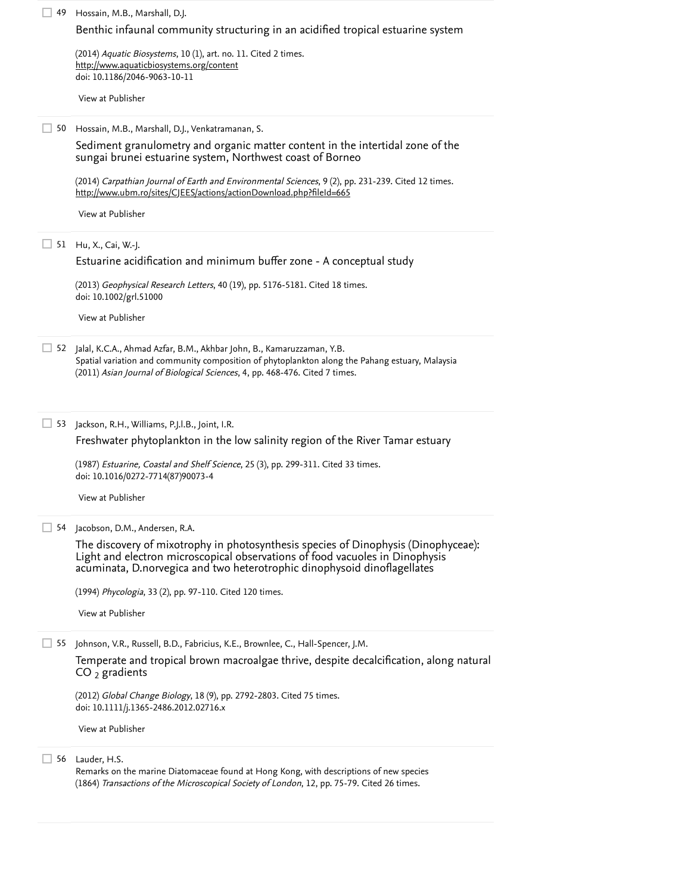49 Hossain, M.B., Marshall, D.J.

Benthic infaunal community structuring in an acidified tropical estuarine system

(2014) *Aquatic Biosystems*, 10 (1), art. no. 11. Cited 2 times.
http://www.aquaticbiosystems.org/content
doi: 10.1186/2046-9063-10-11

View at Publisher

50 Hossain, M.B., Marshall, D.J., Venkatramanan, S.

Sediment granulometry and organic matter content in the intertidal zone of the sungai brunei estuarine system, Northwest coast of Borneo

(2014) *Carpathian Journal of Earth and Environmental Sciences*, 9 (2), pp. 231-239. Cited 12 times.
http://www.ubm.ro/sites/CJEES/actions/actionDownload.php?fileId=665

View at Publisher

51 Hu, X., Cai, W.-J.

Estuarine acidification and minimum buffer zone - A conceptual study

(2013) *Geophysical Research Letters*, 40 (19), pp. 5176-5181. Cited 18 times.
doi: 10.1002/grl.51000

View at Publisher

52 Jalal, K.C.A., Ahmad Azfar, B.M., Akhbar John, B., Kamaruzzaman, Y.B.

Spatial variation and community composition of phytoplankton along the Pahang estuary, Malaysia
(2011) *Asian Journal of Biological Sciences*, 4, pp. 468-476. Cited 7 times.

53 Jackson, R.H., Williams, P.J.l.B., Joint, I.R.

Freshwater phytoplankton in the low salinity region of the River Tamar estuary

(1987) *Estuarine, Coastal and Shelf Science*, 25 (3), pp. 299-311. Cited 33 times.
doi: 10.1016/0272-7714(87)90073-4

View at Publisher

54 Jacobson, D.M., Andersen, R.A.

The discovery of mixotrophy in photosynthesis species of Dinophysis (Dinophyceae): Light and electron microscopical observations of food vacuoles in Dinophysis acuminata, D.norvegica and two heterotrophic dinophysoid dinoflagellates

(1994) *Phycologia*, 33 (2), pp. 97-110. Cited 120 times.

View at Publisher

55 Johnson, V.R., Russell, B.D., Fabricius, K.E., Brownlee, C., Hall-Spencer, J.M.

Temperate and tropical brown macroalgae thrive, despite decalcification, along natural $CO_2$ gradients

(2012) *Global Change Biology*, 18 (9), pp. 2792-2803. Cited 75 times.
doi: 10.1111/j.1365-2486.2012.02716.x

View at Publisher

56 Lauder, H.S.

Remarks on the marine Diatomaceae found at Hong Kong, with descriptions of new species
(1864) *Transactions of the Microscopical Society of London*, 12, pp. 75-79. Cited 26 times.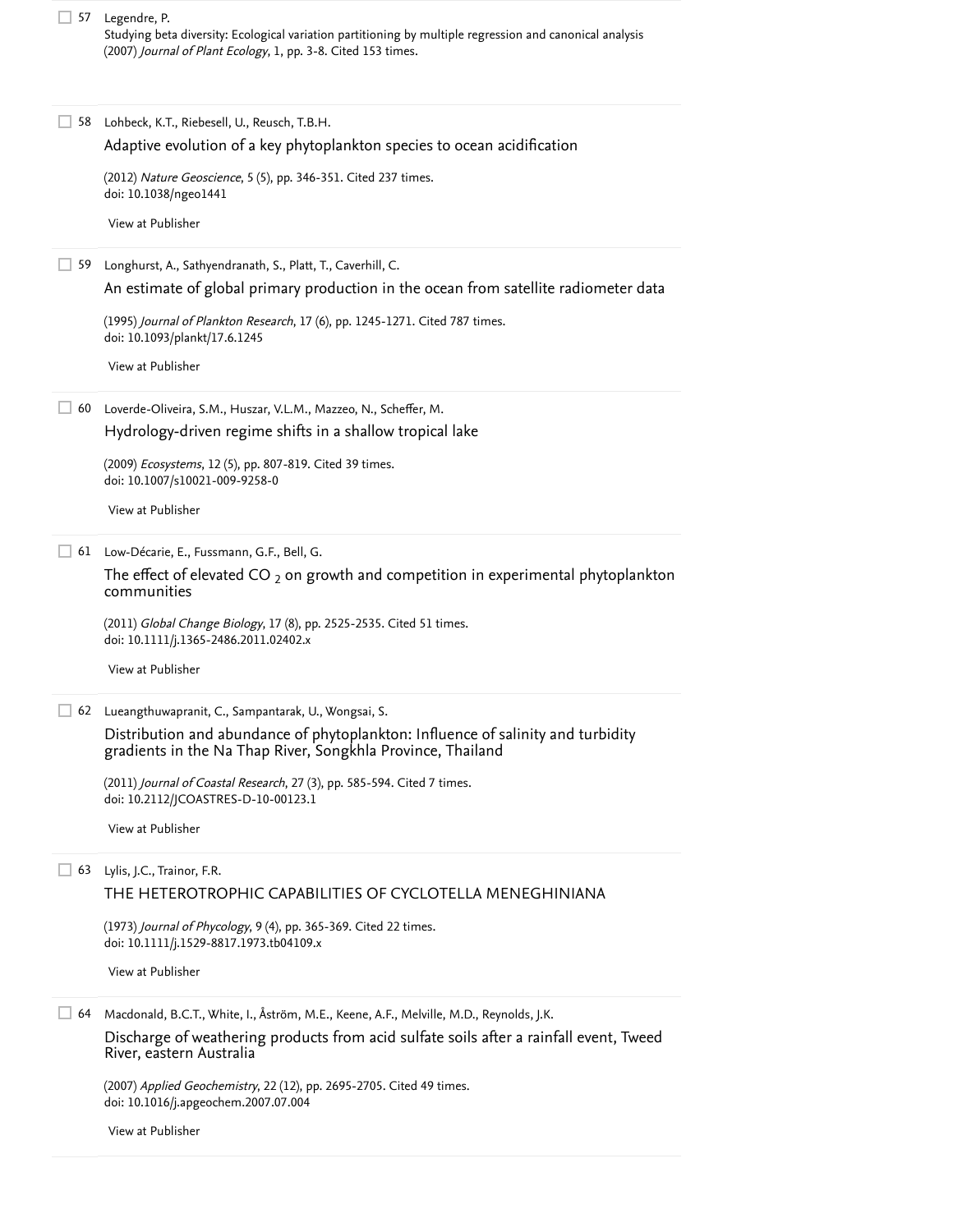57 Legendre, P.
Studying beta diversity: Ecological variation partitioning by multiple regression and canonical analysis
(2007) *Journal of Plant Ecology*, 1, pp. 3-8. Cited 153 times.

58 Lohbeck, K.T., Riebesell, U., Reusch, T.B.H.
Adaptive evolution of a key phytoplankton species to ocean acidification
(2012) *Nature Geoscience*, 5 (5), pp. 346-351. Cited 237 times.
doi: 10.1038/ngeo1441

View at Publisher

59 Longhurst, A., Sathyendranath, S., Platt, T., Caverhill, C.
An estimate of global primary production in the ocean from satellite radiometer data
(1995) *Journal of Plankton Research*, 17 (6), pp. 1245-1271. Cited 787 times.
doi: 10.1093/plankt/17.6.1245

View at Publisher

60 Loverde-Oliveira, S.M., Huszar, V.L.M., Mazzeo, N., Scheffer, M.
Hydrology-driven regime shifts in a shallow tropical lake
(2009) *Ecosystems*, 12 (5), pp. 807-819. Cited 39 times.
doi: 10.1007/s10021-009-9258-0

View at Publisher

61 Low-Décarie, E., Fussmann, G.F., Bell, G.
The effect of elevated $CO_2$ on growth and competition in experimental phytoplankton communities
(2011) *Global Change Biology*, 17 (8), pp. 2525-2535. Cited 51 times.
doi: 10.1111/j.1365-2486.2011.02402.x

View at Publisher

62 Lueangthuwapranit, C., Sampantarak, U., Wongsai, S.
Distribution and abundance of phytoplankton: Influence of salinity and turbidity gradients in the Na Thap River, Songkhla Province, Thailand
(2011) *Journal of Coastal Research*, 27 (3), pp. 585-594. Cited 7 times.
doi: 10.2112/JCOASTRES-D-10-00123.1

View at Publisher

63 Lylis, J.C., Trainor, F.R.
THE HETEROTROPHIC CAPABILITIES OF CYCLOTELLA MENEGHINIANA
(1973) *Journal of Phycology*, 9 (4), pp. 365-369. Cited 22 times.
doi: 10.1111/j.1529-8817.1973.tb04109.x

View at Publisher

64 Macdonald, B.C.T., White, I., Åström, M.E., Keene, A.F., Melville, M.D., Reynolds, J.K.
Discharge of weathering products from acid sulfate soils after a rainfall event, Tweed River, eastern Australia
(2007) *Applied Geochemistry*, 22 (12), pp. 2695-2705. Cited 49 times.
doi: 10.1016/j.apgeochem.2007.07.004

View at Publisher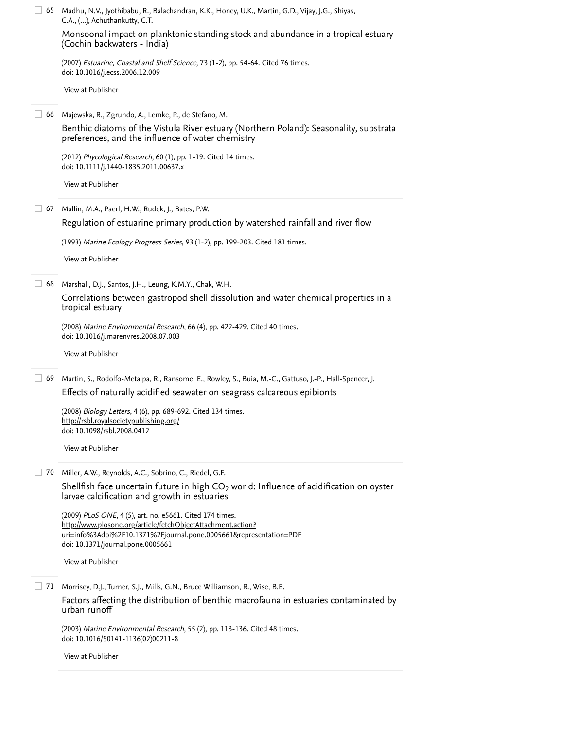65 Madhu, N.V., Jyothibabu, R., Balachandran, K.K., Honey, U.K., Martin, G.D., Vijay, J.G., Shiyas, C.A., (...), Achuthankutty, C.T.

Monsoonal impact on planktonic standing stock and abundance in a tropical estuary (Cochin backwaters - India)

(2007) *Estuarine, Coastal and Shelf Science*, 73 (1-2), pp. 54-64. Cited 76 times.
doi: 10.1016/j.ecss.2006.12.009

View at Publisher

66 Majewska, R., Zgrundo, A., Lemke, P., de Stefano, M.

Benthic diatoms of the Vistula River estuary (Northern Poland): Seasonality, substrata preferences, and the influence of water chemistry

(2012) *Phycological Research*, 60 (1), pp. 1-19. Cited 14 times.
doi: 10.1111/j.1440-1835.2011.00637.x

View at Publisher

67 Mallin, M.A., Paerl, H.W., Rudek, J., Bates, P.W.

Regulation of estuarine primary production by watershed rainfall and river flow

(1993) *Marine Ecology Progress Series*, 93 (1-2), pp. 199-203. Cited 181 times.

View at Publisher

68 Marshall, D.J., Santos, J.H., Leung, K.M.Y., Chak, W.H.

Correlations between gastropod shell dissolution and water chemical properties in a tropical estuary

(2008) *Marine Environmental Research*, 66 (4), pp. 422-429. Cited 40 times.
doi: 10.1016/j.marenvres.2008.07.003

View at Publisher

69 Martin, S., Rodolfo-Metalpa, R., Ransome, E., Rowley, S., Buia, M.-C., Gattuso, J.-P., Hall-Spencer, J.

Effects of naturally acidified seawater on seagrass calcareous epibionts

(2008) *Biology Letters*, 4 (6), pp. 689-692. Cited 134 times.
http://rsbl.royalsocietypublishing.org/
doi: 10.1098/rsbl.2008.0412

View at Publisher

70 Miller, A.W., Reynolds, A.C., Sobrino, C., Riedel, G.F.

Shellfish face uncertain future in high $CO_2$ world: Influence of acidification on oyster larvae calcification and growth in estuaries

(2009) *PLoS ONE*, 4 (5), art. no. e5661. Cited 174 times.
http://www.plosone.org/article/fetchObjectAttachment.action?uri=info%3Adoi%2F10.1371%2Fjournal.pone.0005661&representation=PDF
doi: 10.1371/journal.pone.0005661

View at Publisher

71 Morrisey, D.J., Turner, S.J., Mills, G.N., Bruce Williamson, R., Wise, B.E.

Factors affecting the distribution of benthic macrofauna in estuaries contaminated by urban runoff

(2003) *Marine Environmental Research*, 55 (2), pp. 113-136. Cited 48 times.
doi: 10.1016/S0141-1136(02)00211-8

View at Publisher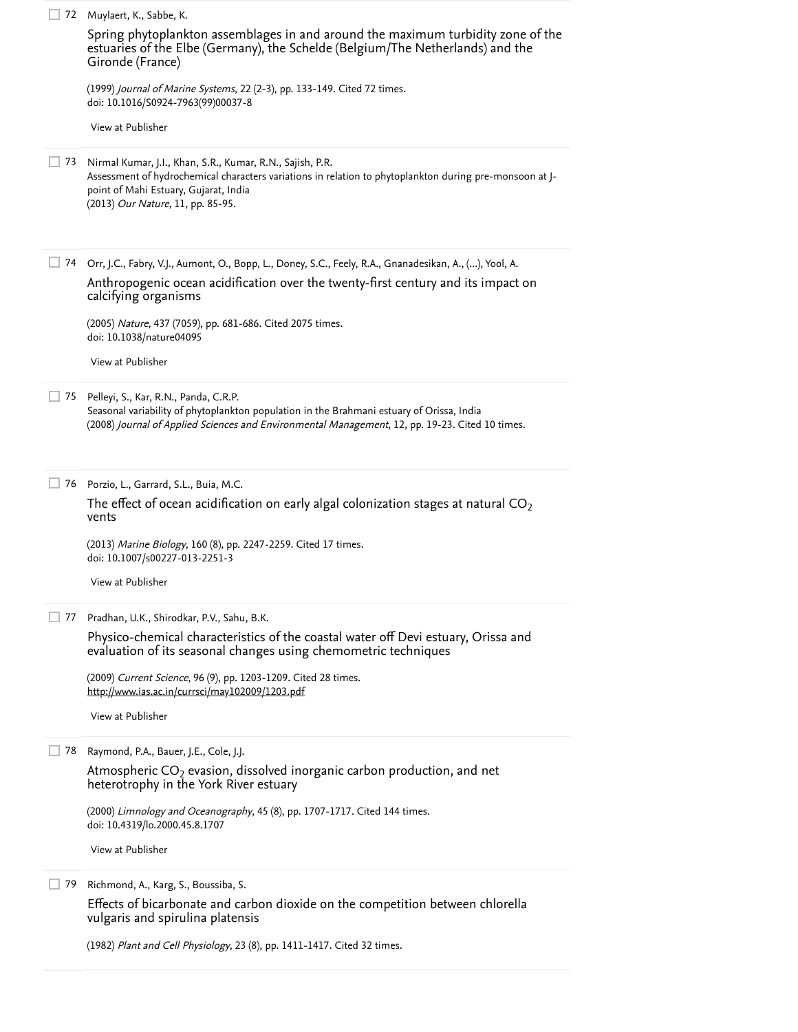72 Muylaert, K., Sabbe, K.

Spring phytoplankton assemblages in and around the maximum turbidity zone of the estuaries of the Elbe (Germany), the Schelde (Belgium/The Netherlands) and the Gironde (France)

(1999) *Journal of Marine Systems*, 22 (2-3), pp. 133-149. Cited 72 times.
doi: 10.1016/S0924-7963(99)00037-8

View at Publisher

73 Nirmal Kumar, J.I., Khan, S.R., Kumar, R.N., Sajish, P.R.

Assessment of hydrochemical characters variations in relation to phytoplankton during pre-monsoon at J-point of Mahi Estuary, Gujarat, India
(2013) *Our Nature*, 11, pp. 85-95.

74 Orr, J.C., Fabry, V.J., Aumont, O., Bopp, L., Doney, S.C., Feely, R.A., Gnanadesikan, A., (...), Yool, A.

Anthropogenic ocean acidification over the twenty-first century and its impact on calcifying organisms

(2005) *Nature*, 437 (7059), pp. 681-686. Cited 2075 times.
doi: 10.1038/nature04095

View at Publisher

75 Pelleyi, S., Kar, R.N., Panda, C.R.P.

Seasonal variability of phytoplankton population in the Brahmani estuary of Orissa, India
(2008) *Journal of Applied Sciences and Environmental Management*, 12, pp. 19-23. Cited 10 times.

76 Porzio, L., Garrard, S.L., Buia, M.C.

The effect of ocean acidification on early algal colonization stages at natural $CO_2$ vents

(2013) *Marine Biology*, 160 (8), pp. 2247-2259. Cited 17 times.
doi: 10.1007/s00227-013-2251-3

View at Publisher

77 Pradhan, U.K., Shirodkar, P.V., Sahu, B.K.

Physico-chemical characteristics of the coastal water off Devi estuary, Orissa and evaluation of its seasonal changes using chemometric techniques

(2009) *Current Science*, 96 (9), pp. 1203-1209. Cited 28 times.
http://www.ias.ac.in/currsci/may102009/1203.pdf

View at Publisher

78 Raymond, P.A., Bauer, J.E., Cole, J.J.

Atmospheric $CO_2$ evasion, dissolved inorganic carbon production, and net heterotrophy in the York River estuary

(2000) *Limnology and Oceanography*, 45 (8), pp. 1707-1717. Cited 144 times.
doi: 10.4319/lo.2000.45.8.1707

View at Publisher

79 Richmond, A., Karg, S., Boussiba, S.

Effects of bicarbonate and carbon dioxide on the competition between chlorella vulgaris and spirulina platensis

(1982) *Plant and Cell Physiology*, 23 (8), pp. 1411-1417. Cited 32 times.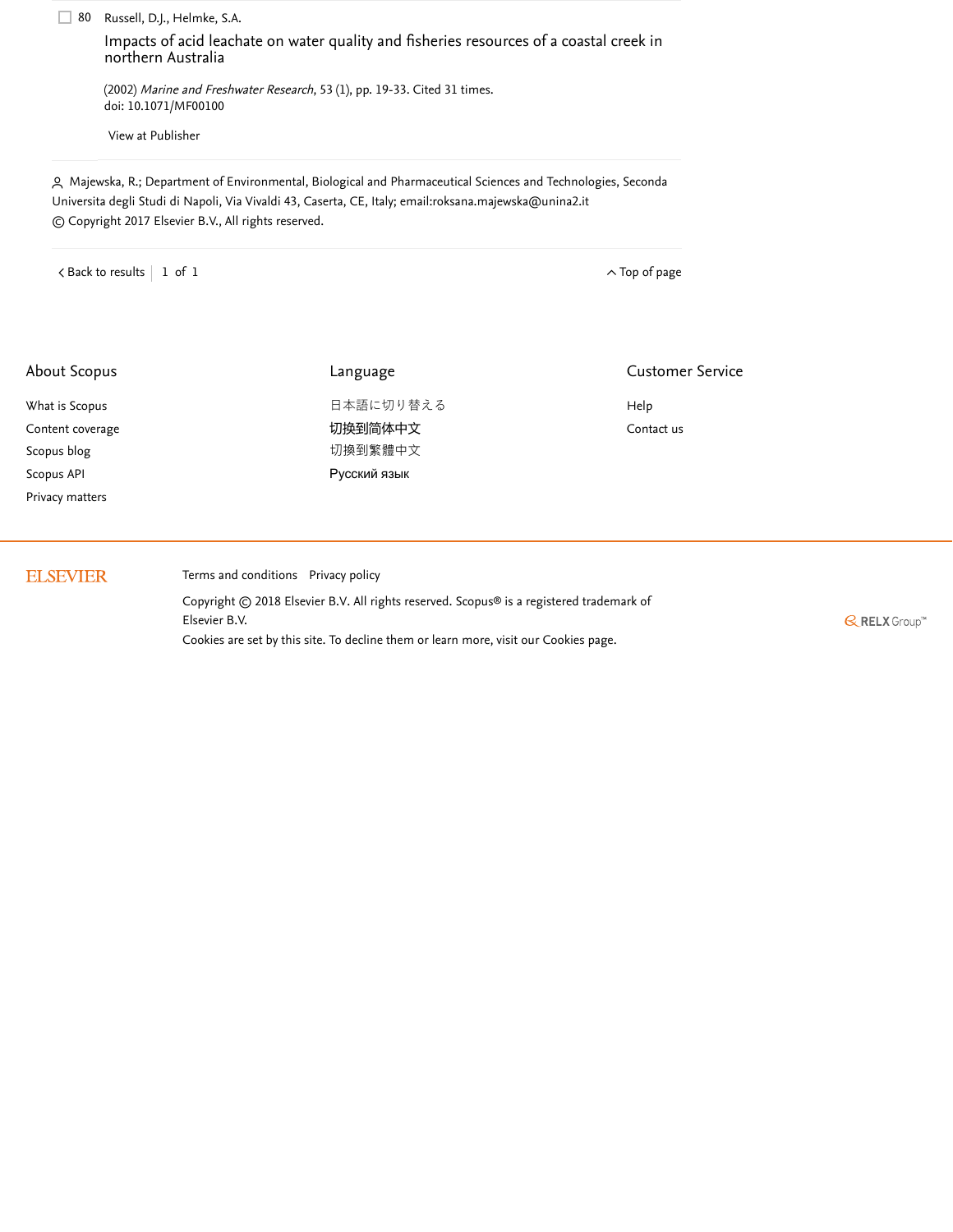80 Russell, D.J., Helmke, S.A.

Impacts of acid leachate on water quality and fisheries resources of a coastal creek in northern Australia

(2002) *Marine and Freshwater Research*, 53 (1), pp. 19-33. Cited 31 times.
doi: 10.1071/MF00100

View at Publisher

Majewska, R.; Department of Environmental, Biological and Pharmaceutical Sciences and Technologies, Seconda Universita degli Studi di Napoli, Via Vivaldi 43, Caserta, CE, Italy; email:roksana.majewska@unina2.it
© Copyright 2017 Elsevier B.V., All rights reserved.

Back to results | 1 of 1

Top of page

## About Scopus

- What is Scopus
- Content coverage
- Scopus blog
- Scopus API
- Privacy matters

## Language

- 日本語に切り替える
- 切换到简体中文
- 切換到繁體中文
- Русский язык

## Customer Service

- Help
- Contact us

ELSEVIER

Terms and conditions Privacy policy

Copyright © 2018 Elsevier B.V. All rights reserved. Scopus® is a registered trademark of Elsevier B.V.
Cookies are set by this site. To decline them or learn more, visit our Cookies page.

RELX Group™